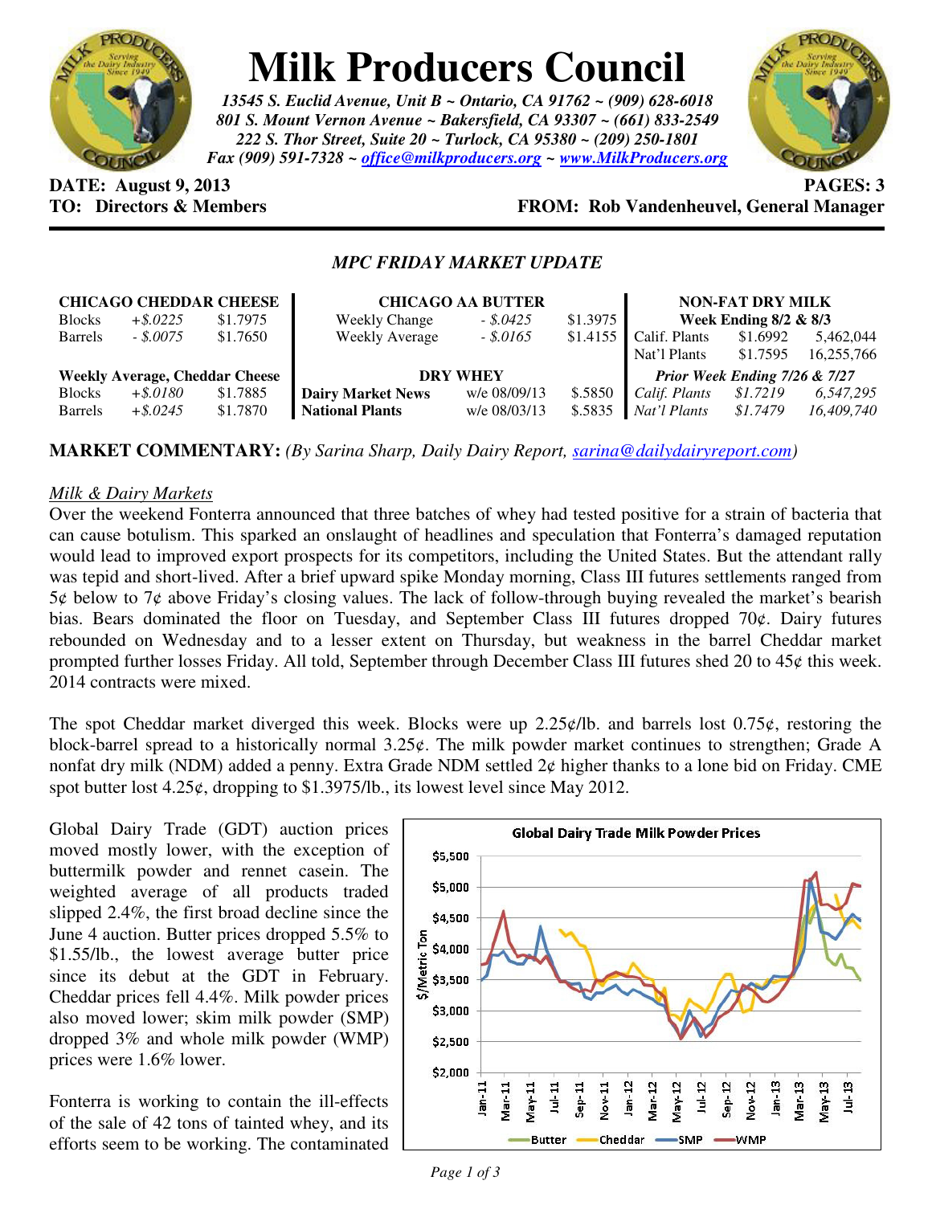# Milk Producers Council

***13545 S. Euclid Avenue, Unit B ~ Ontario, CA 91762 ~ (909) 628-6018***
***801 S. Mount Vernon Avenue ~ Bakersfield, CA 93307 ~ (661) 833-2549***
***222 S. Thor Street, Suite 20 ~ Turlock, CA 95380 ~ (209) 250-1801***
***Fax (909) 591-7328 ~ office@milkproducers.org ~ www.MilkProducers.org***

**DATE: August 9, 2013** **PAGES: 3**
**TO: Directors & Members** **FROM: Rob Vandenheuvel, General Manager**

## *MPC FRIDAY MARKET UPDATE*

| **CHICAGO CHEDDAR CHEESE** | | |
|---|---|---|
| Blocks | *+$.0225* | $1.7975 |
| Barrels | *- $.0075* | $1.7650 |
| **Weekly Average, Cheddar Cheese** | | |
| Blocks | *+$.0180* | $1.7885 |
| Barrels | *+$.0245* | $1.7870 |

| **CHICAGO AA BUTTER** | | |
|---|---|---|
| Weekly Change | *- $.0425* | $1.3975 |
| Weekly Average | *- $.0165* | $1.4155 |
| **DRY WHEY** | | |
| **Dairy Market News** | w/e 08/09/13 | $.5850 |
| **National Plants** | w/e 08/03/13 | $.5835 |

| **NON-FAT DRY MILK** | | |
|---|---|---|
| **Week Ending 8/2 & 8/3** | | |
| Calif. Plants | $1.6992 | 5,462,044 |
| Nat'l Plants | $1.7595 | 16,255,766 |
| ***Prior Week Ending 7/26 & 7/27*** | | |
| *Calif. Plants* | *$1.7219* | *6,547,295* |
| *Nat'l Plants* | *$1.7479* | *16,409,740* |

**MARKET COMMENTARY:** *(By Sarina Sharp, Daily Dairy Report, sarina@dailydairyreport.com)*

*Milk & Dairy Markets*

Over the weekend Fonterra announced that three batches of whey had tested positive for a strain of bacteria that can cause botulism. This sparked an onslaught of headlines and speculation that Fonterra's damaged reputation would lead to improved export prospects for its competitors, including the United States. But the attendant rally was tepid and short-lived. After a brief upward spike Monday morning, Class III futures settlements ranged from 5¢ below to 7¢ above Friday's closing values. The lack of follow-through buying revealed the market's bearish bias. Bears dominated the floor on Tuesday, and September Class III futures dropped 70¢. Dairy futures rebounded on Wednesday and to a lesser extent on Thursday, but weakness in the barrel Cheddar market prompted further losses Friday. All told, September through December Class III futures shed 20 to 45¢ this week. 2014 contracts were mixed.

The spot Cheddar market diverged this week. Blocks were up 2.25¢/lb. and barrels lost 0.75¢, restoring the block-barrel spread to a historically normal 3.25¢. The milk powder market continues to strengthen; Grade A nonfat dry milk (NDM) added a penny. Extra Grade NDM settled 2¢ higher thanks to a lone bid on Friday. CME spot butter lost 4.25¢, dropping to $1.3975/lb., its lowest level since May 2012.

Global Dairy Trade (GDT) auction prices moved mostly lower, with the exception of buttermilk powder and rennet casein. The weighted average of all products traded slipped 2.4%, the first broad decline since the June 4 auction. Butter prices dropped 5.5% to $1.55/lb., the lowest average butter price since its debut at the GDT in February. Cheddar prices fell 4.4%. Milk powder prices also moved lower; skim milk powder (SMP) dropped 3% and whole milk powder (WMP) prices were 1.6% lower.

Global Dairy Trade Milk Powder Prices

Fonterra is working to contain the ill-effects of the sale of 42 tons of tainted whey, and its efforts seem to be working. The contaminated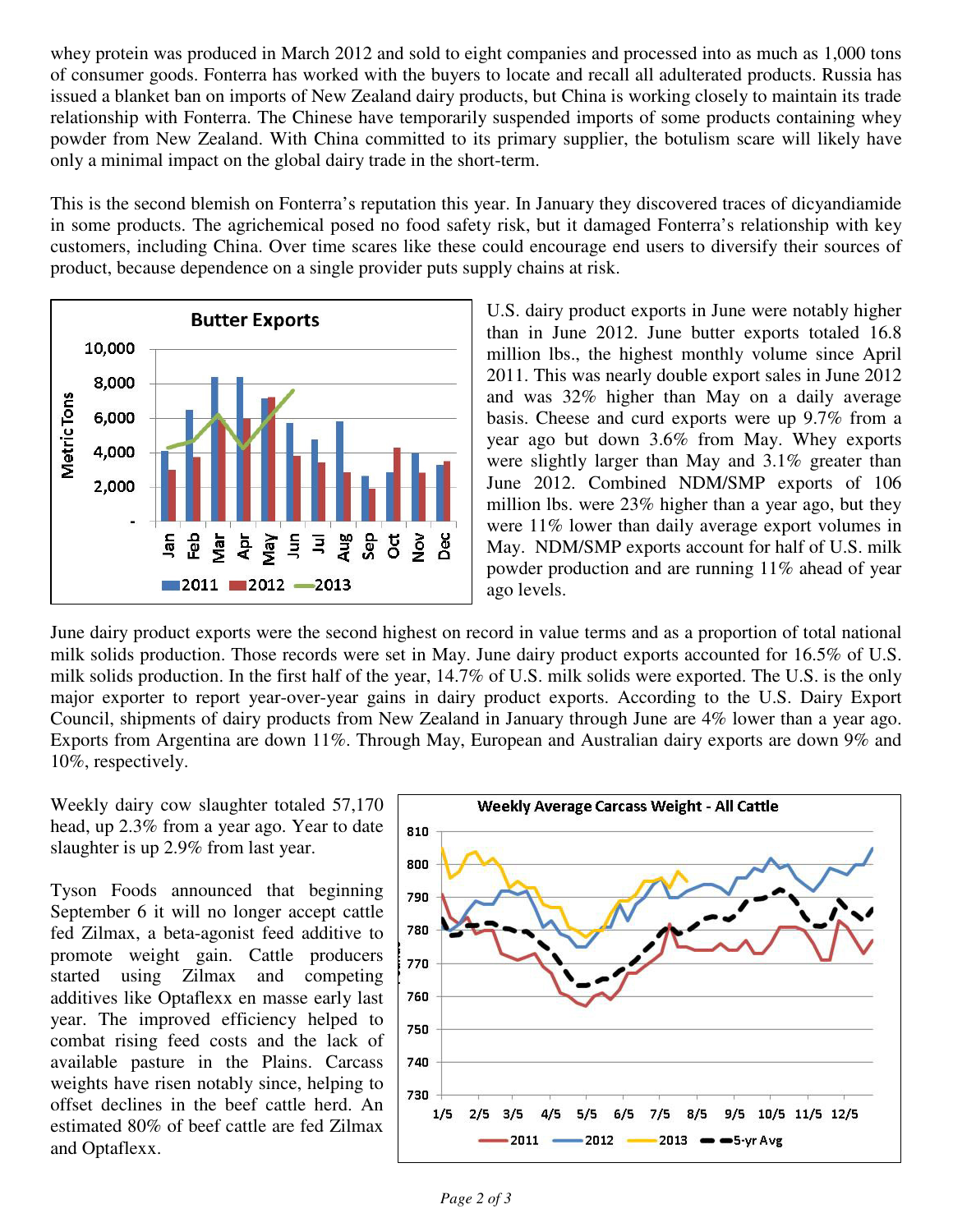whey protein was produced in March 2012 and sold to eight companies and processed into as much as 1,000 tons of consumer goods. Fonterra has worked with the buyers to locate and recall all adulterated products. Russia has issued a blanket ban on imports of New Zealand dairy products, but China is working closely to maintain its trade relationship with Fonterra. The Chinese have temporarily suspended imports of some products containing whey powder from New Zealand. With China committed to its primary supplier, the botulism scare will likely have only a minimal impact on the global dairy trade in the short-term.

This is the second blemish on Fonterra's reputation this year. In January they discovered traces of dicyandiamide in some products. The agrichemical posed no food safety risk, but it damaged Fonterra's relationship with key customers, including China. Over time scares like these could encourage end users to diversify their sources of product, because dependence on a single provider puts supply chains at risk.

U.S. dairy product exports in June were notably higher than in June 2012. June butter exports totaled 16.8 million lbs., the highest monthly volume since April 2011. This was nearly double export sales in June 2012 and was 32% higher than May on a daily average basis. Cheese and curd exports were up 9.7% from a year ago but down 3.6% from May. Whey exports were slightly larger than May and 3.1% greater than June 2012. Combined NDM/SMP exports of 106 million lbs. were 23% higher than a year ago, but they were 11% lower than daily average export volumes in May. NDM/SMP exports account for half of U.S. milk powder production and are running 11% ahead of year ago levels.

June dairy product exports were the second highest on record in value terms and as a proportion of total national milk solids production. Those records were set in May. June dairy product exports accounted for 16.5% of U.S. milk solids production. In the first half of the year, 14.7% of U.S. milk solids were exported. The U.S. is the only major exporter to report year-over-year gains in dairy product exports. According to the U.S. Dairy Export Council, shipments of dairy products from New Zealand in January through June are 4% lower than a year ago. Exports from Argentina are down 11%. Through May, European and Australian dairy exports are down 9% and 10%, respectively.

Weekly dairy cow slaughter totaled 57,170 head, up 2.3% from a year ago. Year to date slaughter is up 2.9% from last year.

Tyson Foods announced that beginning September 6 it will no longer accept cattle fed Zilmax, a beta-agonist feed additive to promote weight gain. Cattle producers started using Zilmax and competing additives like Optaflexx en masse early last year. The improved efficiency helped to combat rising feed costs and the lack of available pasture in the Plains. Carcass weights have risen notably since, helping to offset declines in the beef cattle herd. An estimated 80% of beef cattle are fed Zilmax and Optaflexx.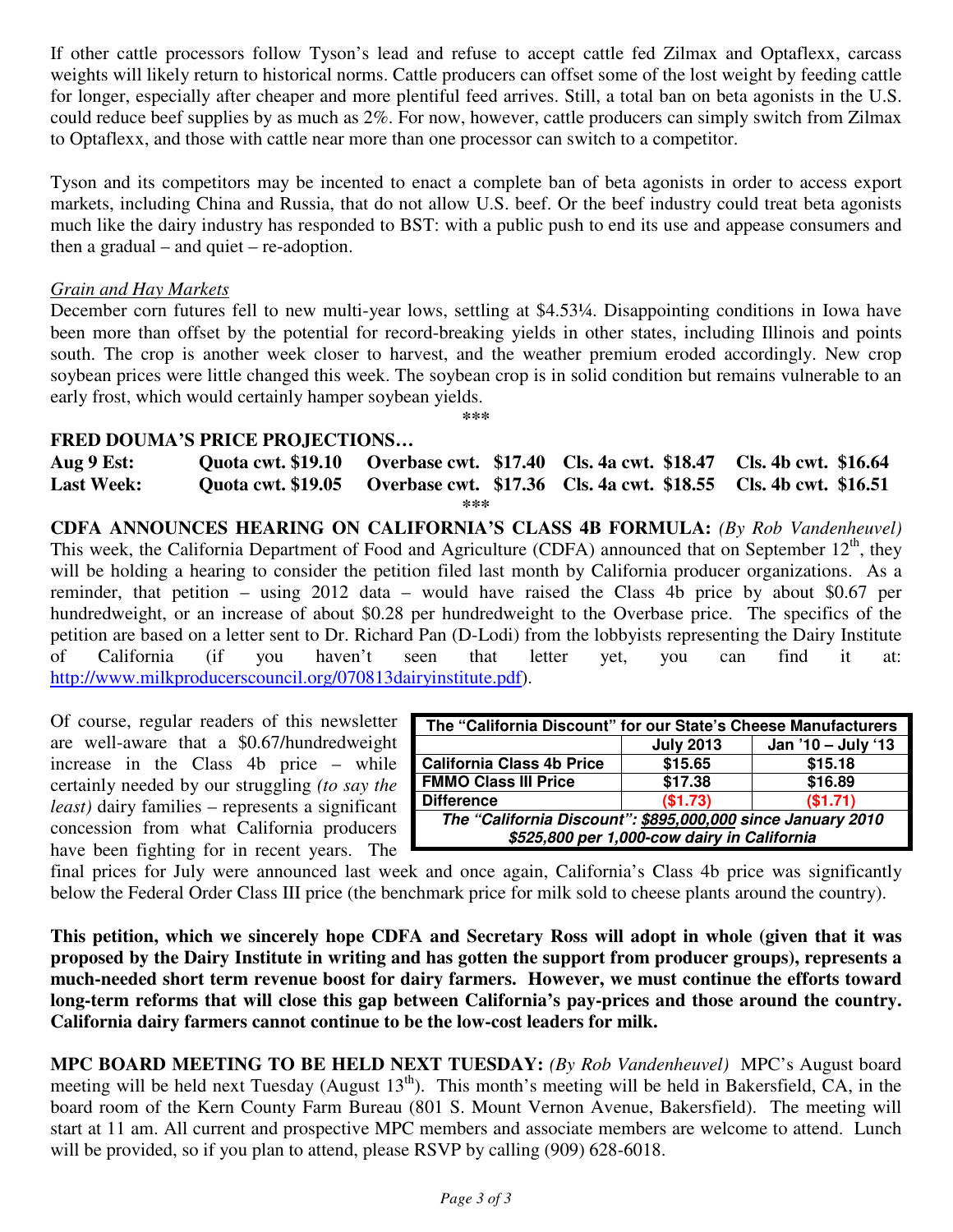If other cattle processors follow Tyson's lead and refuse to accept cattle fed Zilmax and Optaflexx, carcass weights will likely return to historical norms. Cattle producers can offset some of the lost weight by feeding cattle for longer, especially after cheaper and more plentiful feed arrives. Still, a total ban on beta agonists in the U.S. could reduce beef supplies by as much as 2%. For now, however, cattle producers can simply switch from Zilmax to Optaflexx, and those with cattle near more than one processor can switch to a competitor.

Tyson and its competitors may be incented to enact a complete ban of beta agonists in order to access export markets, including China and Russia, that do not allow U.S. beef. Or the beef industry could treat beta agonists much like the dairy industry has responded to BST: with a public push to end its use and appease consumers and then a gradual – and quiet – re-adoption.

*Grain and Hay Markets*

December corn futures fell to new multi-year lows, settling at $4.53¼. Disappointing conditions in Iowa have been more than offset by the potential for record-breaking yields in other states, including Illinois and points south. The crop is another week closer to harvest, and the weather premium eroded accordingly. New crop soybean prices were little changed this week. The soybean crop is in solid condition but remains vulnerable to an early frost, which would certainly hamper soybean yields.

***

**FRED DOUMA'S PRICE PROJECTIONS…**

| | | | | |
|---|---|---|---|---|
| **Aug 9 Est:** | **Quota cwt. $19.10** | **Overbase cwt. $17.40** | **Cls. 4a cwt. $18.47** | **Cls. 4b cwt. $16.64** |
| **Last Week:** | **Quota cwt. $19.05** | **Overbase cwt. $17.36** | **Cls. 4a cwt. $18.55** | **Cls. 4b cwt. $16.51** |

***

**CDFA ANNOUNCES HEARING ON CALIFORNIA'S CLASS 4B FORMULA:** *(By Rob Vandenheuvel)* This week, the California Department of Food and Agriculture (CDFA) announced that on September 12th, they will be holding a hearing to consider the petition filed last month by California producer organizations. As a reminder, that petition – using 2012 data – would have raised the Class 4b price by about $0.67 per hundredweight, or an increase of about $0.28 per hundredweight to the Overbase price. The specifics of the petition are based on a letter sent to Dr. Richard Pan (D-Lodi) from the lobbyists representing the Dairy Institute of California (if you haven't seen that letter yet, you can find it at: http://www.milkproducerscouncil.org/070813dairyinstitute.pdf).

Of course, regular readers of this newsletter are well-aware that a $0.67/hundredweight increase in the Class 4b price – while certainly needed by our struggling *(to say the least)* dairy families – represents a significant concession from what California producers have been fighting for in recent years. The final prices for July were announced last week and once again, California's Class 4b price was significantly below the Federal Order Class III price (the benchmark price for milk sold to cheese plants around the country).

| The "California Discount" for our State's Cheese Manufacturers | | |
|---|---|---|
| | **July 2013** | **Jan '10 – July '13** |
| **California Class 4b Price** | $15.65 | $15.18 |
| **FMMO Class III Price** | $17.38 | $16.89 |
| **Difference** | ($1.73) | ($1.71) |
| ***The "California Discount": $895,000,000 since January 2010*** | | |
| ***$525,800 per 1,000-cow dairy in California*** | | |

**This petition, which we sincerely hope CDFA and Secretary Ross will adopt in whole (given that it was proposed by the Dairy Institute in writing and has gotten the support from producer groups), represents a much-needed short term revenue boost for dairy farmers. However, we must continue the efforts toward long-term reforms that will close this gap between California's pay-prices and those around the country. California dairy farmers cannot continue to be the low-cost leaders for milk.**

**MPC BOARD MEETING TO BE HELD NEXT TUESDAY:** *(By Rob Vandenheuvel)* MPC's August board meeting will be held next Tuesday (August 13th). This month's meeting will be held in Bakersfield, CA, in the board room of the Kern County Farm Bureau (801 S. Mount Vernon Avenue, Bakersfield). The meeting will start at 11 am. All current and prospective MPC members and associate members are welcome to attend. Lunch will be provided, so if you plan to attend, please RSVP by calling (909) 628-6018.